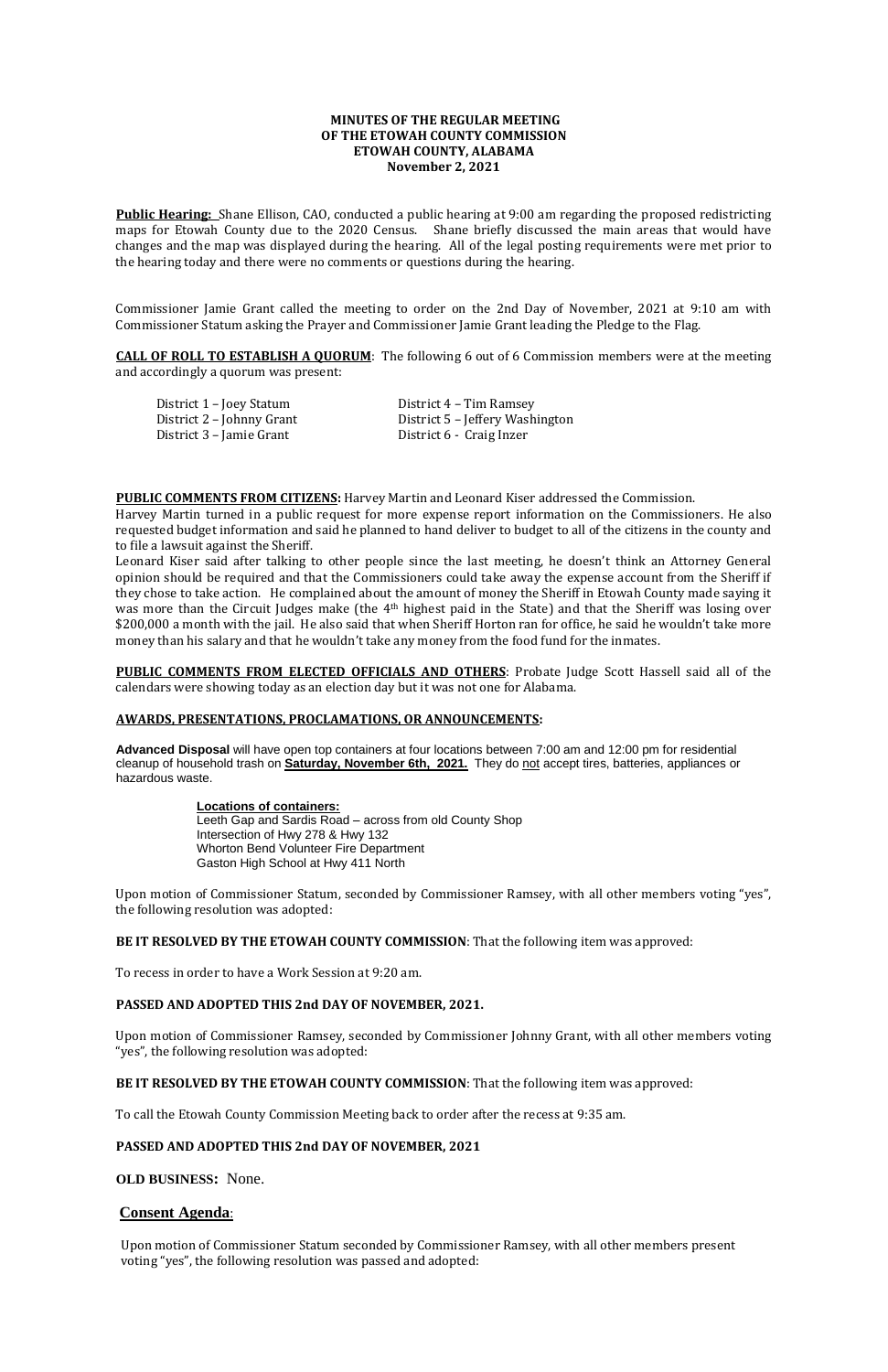**MINUTES OF THE REGULAR MEETING**
**OF THE ETOWAH COUNTY COMMISSION**
**ETOWAH COUNTY, ALABAMA**
**November 2, 2021**

**Public Hearing:** Shane Ellison, CAO, conducted a public hearing at 9:00 am regarding the proposed redistricting maps for Etowah County due to the 2020 Census. Shane briefly discussed the main areas that would have changes and the map was displayed during the hearing. All of the legal posting requirements were met prior to the hearing today and there were no comments or questions during the hearing.

Commissioner Jamie Grant called the meeting to order on the 2nd Day of November, 2021 at 9:10 am with Commissioner Statum asking the Prayer and Commissioner Jamie Grant leading the Pledge to the Flag.

**CALL OF ROLL TO ESTABLISH A QUORUM**: The following 6 out of 6 Commission members were at the meeting and accordingly a quorum was present:

District 1 – Joey Statum
District 2 – Johnny Grant
District 3 – Jamie Grant
District 4 – Tim Ramsey
District 5 – Jeffery Washington
District 6 - Craig Inzer

**PUBLIC COMMENTS FROM CITIZENS:** Harvey Martin and Leonard Kiser addressed the Commission.
Harvey Martin turned in a public request for more expense report information on the Commissioners. He also requested budget information and said he planned to hand deliver to budget to all of the citizens in the county and to file a lawsuit against the Sheriff.
Leonard Kiser said after talking to other people since the last meeting, he doesn't think an Attorney General opinion should be required and that the Commissioners could take away the expense account from the Sheriff if they chose to take action. He complained about the amount of money the Sheriff in Etowah County made saying it was more than the Circuit Judges make (the 4th highest paid in the State) and that the Sheriff was losing over $200,000 a month with the jail. He also said that when Sheriff Horton ran for office, he said he wouldn't take more money than his salary and that he wouldn't take any money from the food fund for the inmates.

**PUBLIC COMMENTS FROM ELECTED OFFICIALS AND OTHERS**: Probate Judge Scott Hassell said all of the calendars were showing today as an election day but it was not one for Alabama.

**AWARDS, PRESENTATIONS, PROCLAMATIONS, OR ANNOUNCEMENTS:**

**Advanced Disposal** will have open top containers at four locations between 7:00 am and 12:00 pm for residential cleanup of household trash on **Saturday, November 6th, 2021.** They do not accept tires, batteries, appliances or hazardous waste.

**Locations of containers:**
Leeth Gap and Sardis Road – across from old County Shop
Intersection of Hwy 278 & Hwy 132
Whorton Bend Volunteer Fire Department
Gaston High School at Hwy 411 North

Upon motion of Commissioner Statum, seconded by Commissioner Ramsey, with all other members voting "yes", the following resolution was adopted:

**BE IT RESOLVED BY THE ETOWAH COUNTY COMMISSION**: That the following item was approved:

To recess in order to have a Work Session at 9:20 am.

**PASSED AND ADOPTED THIS 2nd DAY OF NOVEMBER, 2021.**

Upon motion of Commissioner Ramsey, seconded by Commissioner Johnny Grant, with all other members voting "yes", the following resolution was adopted:

**BE IT RESOLVED BY THE ETOWAH COUNTY COMMISSION**: That the following item was approved:

To call the Etowah County Commission Meeting back to order after the recess at 9:35 am.

**PASSED AND ADOPTED THIS 2nd DAY OF NOVEMBER, 2021**

**OLD BUSINESS:** None.

**Consent Agenda**:

Upon motion of Commissioner Statum seconded by Commissioner Ramsey, with all other members present voting "yes", the following resolution was passed and adopted: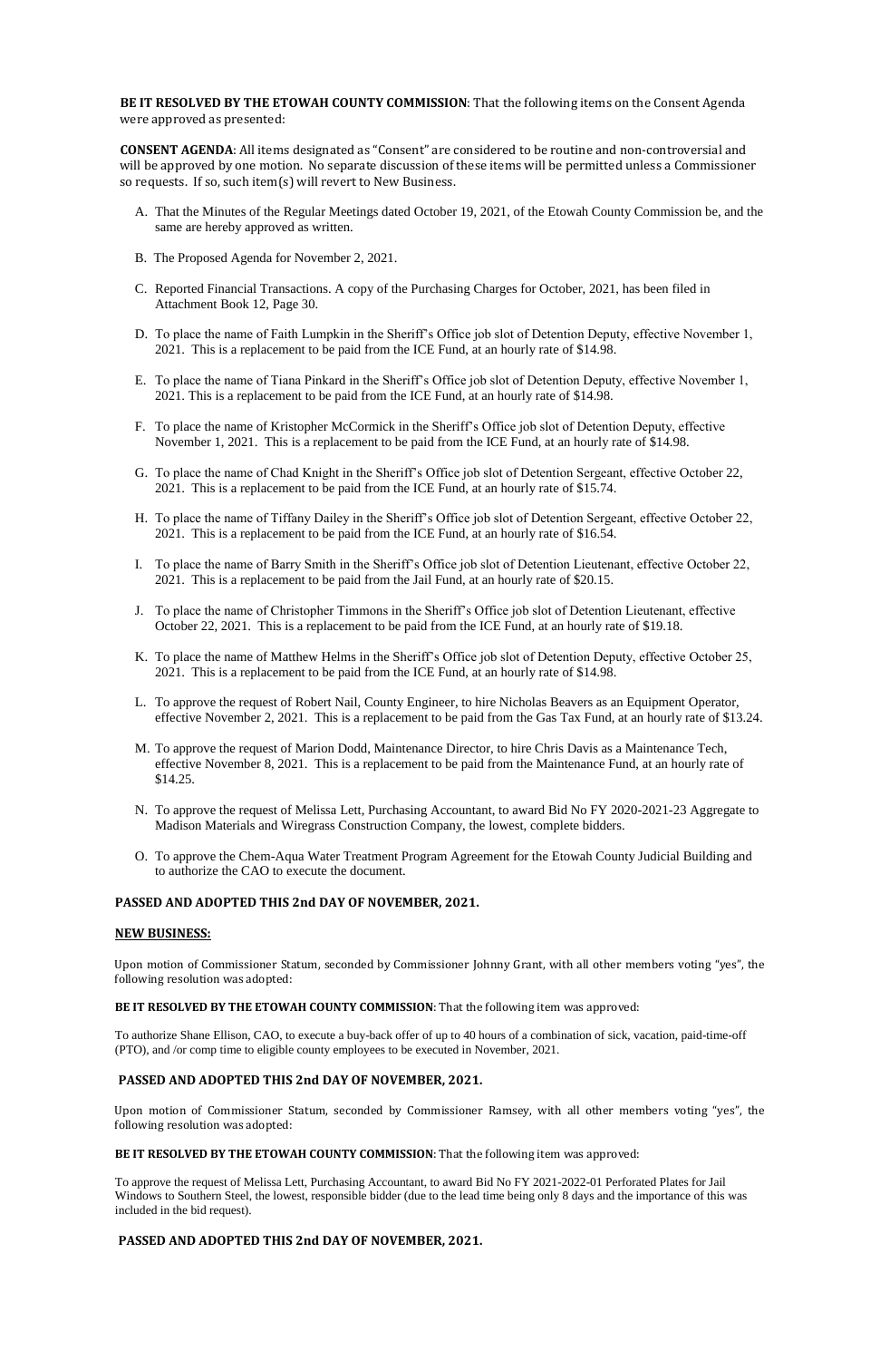**BE IT RESOLVED BY THE ETOWAH COUNTY COMMISSION**: That the following items on the Consent Agenda were approved as presented:

**CONSENT AGENDA**: All items designated as "Consent" are considered to be routine and non-controversial and will be approved by one motion. No separate discussion of these items will be permitted unless a Commissioner so requests. If so, such item(s) will revert to New Business.

A. That the Minutes of the Regular Meetings dated October 19, 2021, of the Etowah County Commission be, and the same are hereby approved as written.

B. The Proposed Agenda for November 2, 2021.

C. Reported Financial Transactions. A copy of the Purchasing Charges for October, 2021, has been filed in Attachment Book 12, Page 30.

D. To place the name of Faith Lumpkin in the Sheriff's Office job slot of Detention Deputy, effective November 1, 2021. This is a replacement to be paid from the ICE Fund, at an hourly rate of $14.98.

E. To place the name of Tiana Pinkard in the Sheriff's Office job slot of Detention Deputy, effective November 1, 2021. This is a replacement to be paid from the ICE Fund, at an hourly rate of $14.98.

F. To place the name of Kristopher McCormick in the Sheriff's Office job slot of Detention Deputy, effective November 1, 2021. This is a replacement to be paid from the ICE Fund, at an hourly rate of $14.98.

G. To place the name of Chad Knight in the Sheriff's Office job slot of Detention Sergeant, effective October 22, 2021. This is a replacement to be paid from the ICE Fund, at an hourly rate of $15.74.

H. To place the name of Tiffany Dailey in the Sheriff's Office job slot of Detention Sergeant, effective October 22, 2021. This is a replacement to be paid from the ICE Fund, at an hourly rate of $16.54.

I. To place the name of Barry Smith in the Sheriff's Office job slot of Detention Lieutenant, effective October 22, 2021. This is a replacement to be paid from the Jail Fund, at an hourly rate of $20.15.

J. To place the name of Christopher Timmons in the Sheriff's Office job slot of Detention Lieutenant, effective October 22, 2021. This is a replacement to be paid from the ICE Fund, at an hourly rate of $19.18.

K. To place the name of Matthew Helms in the Sheriff's Office job slot of Detention Deputy, effective October 25, 2021. This is a replacement to be paid from the ICE Fund, at an hourly rate of $14.98.

L. To approve the request of Robert Nail, County Engineer, to hire Nicholas Beavers as an Equipment Operator, effective November 2, 2021. This is a replacement to be paid from the Gas Tax Fund, at an hourly rate of $13.24.

M. To approve the request of Marion Dodd, Maintenance Director, to hire Chris Davis as a Maintenance Tech, effective November 8, 2021. This is a replacement to be paid from the Maintenance Fund, at an hourly rate of $14.25.

N. To approve the request of Melissa Lett, Purchasing Accountant, to award Bid No FY 2020-2021-23 Aggregate to Madison Materials and Wiregrass Construction Company, the lowest, complete bidders.

O. To approve the Chem-Aqua Water Treatment Program Agreement for the Etowah County Judicial Building and to authorize the CAO to execute the document.

**PASSED AND ADOPTED THIS 2nd DAY OF NOVEMBER, 2021.**

**NEW BUSINESS:**

Upon motion of Commissioner Statum, seconded by Commissioner Johnny Grant, with all other members voting "yes", the following resolution was adopted:

**BE IT RESOLVED BY THE ETOWAH COUNTY COMMISSION**: That the following item was approved:

To authorize Shane Ellison, CAO, to execute a buy-back offer of up to 40 hours of a combination of sick, vacation, paid-time-off (PTO), and /or comp time to eligible county employees to be executed in November, 2021.

**PASSED AND ADOPTED THIS 2nd DAY OF NOVEMBER, 2021.**

Upon motion of Commissioner Statum, seconded by Commissioner Ramsey, with all other members voting "yes", the following resolution was adopted:

**BE IT RESOLVED BY THE ETOWAH COUNTY COMMISSION**: That the following item was approved:

To approve the request of Melissa Lett, Purchasing Accountant, to award Bid No FY 2021-2022-01 Perforated Plates for Jail Windows to Southern Steel, the lowest, responsible bidder (due to the lead time being only 8 days and the importance of this was included in the bid request).

**PASSED AND ADOPTED THIS 2nd DAY OF NOVEMBER, 2021.**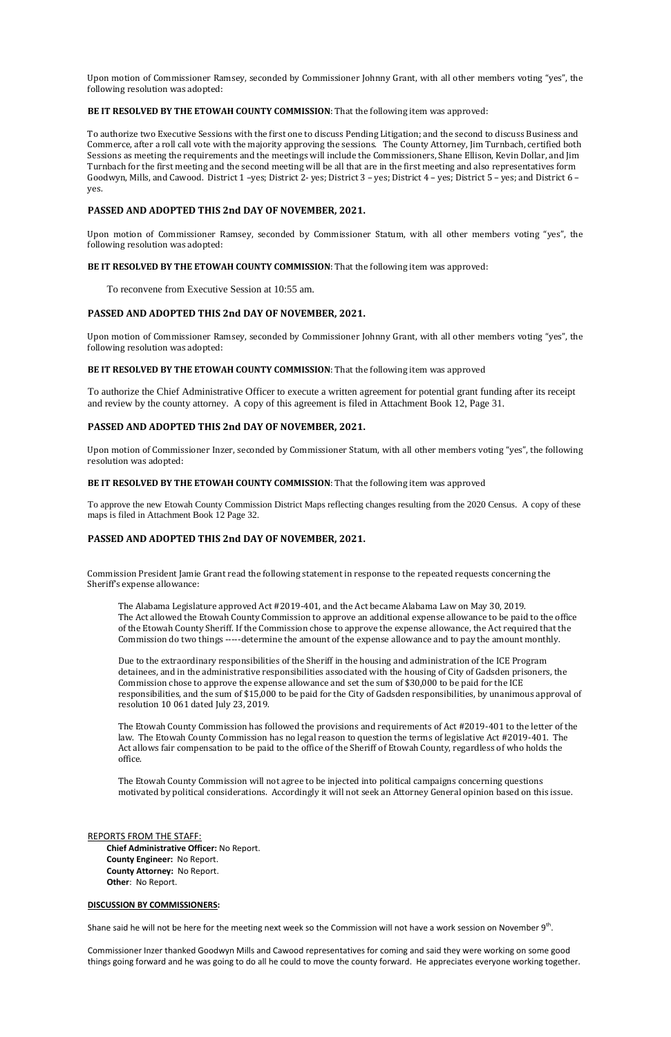Upon motion of Commissioner Ramsey, seconded by Commissioner Johnny Grant, with all other members voting "yes", the following resolution was adopted:

**BE IT RESOLVED BY THE ETOWAH COUNTY COMMISSION**: That the following item was approved:

To authorize two Executive Sessions with the first one to discuss Pending Litigation; and the second to discuss Business and Commerce, after a roll call vote with the majority approving the sessions. The County Attorney, Jim Turnbach, certified both Sessions as meeting the requirements and the meetings will include the Commissioners, Shane Ellison, Kevin Dollar, and Jim Turnbach for the first meeting and the second meeting will be all that are in the first meeting and also representatives form Goodwyn, Mills, and Cawood. District 1 –yes; District 2- yes; District 3 – yes; District 4 – yes; District 5 – yes; and District 6 – yes.

**PASSED AND ADOPTED THIS 2nd DAY OF NOVEMBER, 2021.**

Upon motion of Commissioner Ramsey, seconded by Commissioner Statum, with all other members voting "yes", the following resolution was adopted:

**BE IT RESOLVED BY THE ETOWAH COUNTY COMMISSION**: That the following item was approved:

To reconvene from Executive Session at 10:55 am.

**PASSED AND ADOPTED THIS 2nd DAY OF NOVEMBER, 2021.**

Upon motion of Commissioner Ramsey, seconded by Commissioner Johnny Grant, with all other members voting "yes", the following resolution was adopted:

**BE IT RESOLVED BY THE ETOWAH COUNTY COMMISSION**: That the following item was approved

To authorize the Chief Administrative Officer to execute a written agreement for potential grant funding after its receipt and review by the county attorney. A copy of this agreement is filed in Attachment Book 12, Page 31.

**PASSED AND ADOPTED THIS 2nd DAY OF NOVEMBER, 2021.**

Upon motion of Commissioner Inzer, seconded by Commissioner Statum, with all other members voting "yes", the following resolution was adopted:

**BE IT RESOLVED BY THE ETOWAH COUNTY COMMISSION**: That the following item was approved

To approve the new Etowah County Commission District Maps reflecting changes resulting from the 2020 Census. A copy of these maps is filed in Attachment Book 12 Page 32.

**PASSED AND ADOPTED THIS 2nd DAY OF NOVEMBER, 2021.**

Commission President Jamie Grant read the following statement in response to the repeated requests concerning the Sheriff's expense allowance:

The Alabama Legislature approved Act #2019-401, and the Act became Alabama Law on May 30, 2019. The Act allowed the Etowah County Commission to approve an additional expense allowance to be paid to the office of the Etowah County Sheriff. If the Commission chose to approve the expense allowance, the Act required that the Commission do two things -----determine the amount of the expense allowance and to pay the amount monthly.

Due to the extraordinary responsibilities of the Sheriff in the housing and administration of the ICE Program detainees, and in the administrative responsibilities associated with the housing of City of Gadsden prisoners, the Commission chose to approve the expense allowance and set the sum of $30,000 to be paid for the ICE responsibilities, and the sum of $15,000 to be paid for the City of Gadsden responsibilities, by unanimous approval of resolution 10 061 dated July 23, 2019.

The Etowah County Commission has followed the provisions and requirements of Act #2019-401 to the letter of the law. The Etowah County Commission has no legal reason to question the terms of legislative Act #2019-401. The Act allows fair compensation to be paid to the office of the Sheriff of Etowah County, regardless of who holds the office.

The Etowah County Commission will not agree to be injected into political campaigns concerning questions motivated by political considerations. Accordingly it will not seek an Attorney General opinion based on this issue.

REPORTS FROM THE STAFF:

**Chief Administrative Officer:** No Report.
**County Engineer:** No Report.
**County Attorney:** No Report.
**Other**: No Report.

**DISCUSSION BY COMMISSIONERS:**

Shane said he will not be here for the meeting next week so the Commission will not have a work session on November 9th.

Commissioner Inzer thanked Goodwyn Mills and Cawood representatives for coming and said they were working on some good things going forward and he was going to do all he could to move the county forward. He appreciates everyone working together.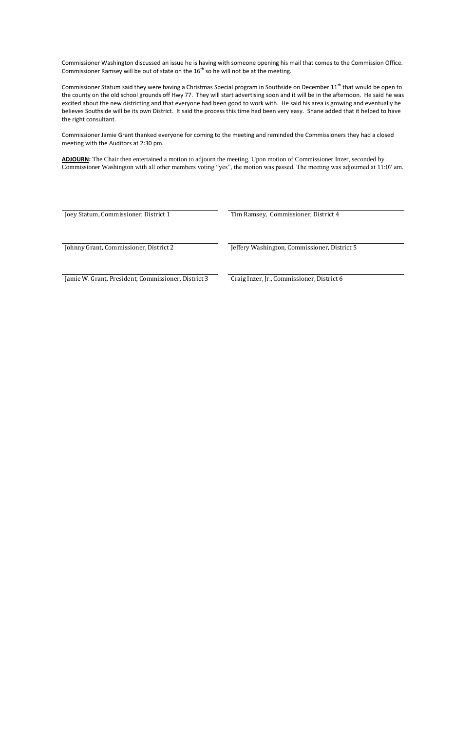Commissioner Washington discussed an issue he is having with someone opening his mail that comes to the Commission Office. Commissioner Ramsey will be out of state on the 16th so he will not be at the meeting.

Commissioner Statum said they were having a Christmas Special program in Southside on December 11th that would be open to the county on the old school grounds off Hwy 77. They will start advertising soon and it will be in the afternoon. He said he was excited about the new districting and that everyone had been good to work with. He said his area is growing and eventually he believes Southside will be its own District. It said the process this time had been very easy. Shane added that it helped to have the right consultant.

Commissioner Jamie Grant thanked everyone for coming to the meeting and reminded the Commissioners they had a closed meeting with the Auditors at 2:30 pm.

**ADJOURN:** The Chair then entertained a motion to adjourn the meeting. Upon motion of Commissioner Inzer, seconded by Commissioner Washington with all other members voting "yes", the motion was passed. The meeting was adjourned at 11:07 am.

| | |
|---|---|
| Joey Statum, Commissioner, District 1 | Tim Ramsey, Commissioner, District 4 |
| Johnny Grant, Commissioner, District 2 | Jeffery Washington, Commissioner, District 5 |
| Jamie W. Grant, President, Commissioner, District 3 | Craig Inzer, Jr., Commissioner, District 6 |